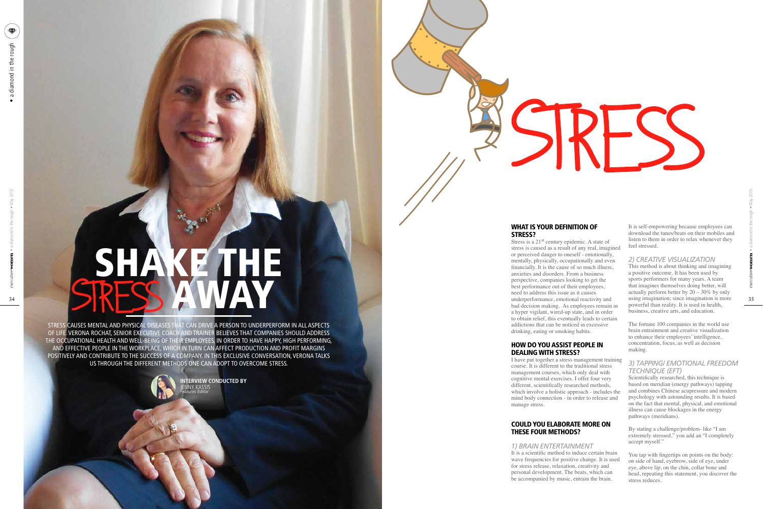# SHAKE THE STRESS AWAY

STRESS CAUSES MENTAL AND PHYSICAL DISEASES THAT CAN DRIVE A PERSON TO UNDERPERFORM IN ALL ASPECTS OF LIFE. VERONA ROCHAT, SENIOR EXECUTIVE COACH AND TRAINER BELIEVES THAT COMPANIES SHOULD ADDRESS THE OCCUPATIONAL HEALTH AND WELL-BEING OF THEIR EMPLOYEES, IN ORDER TO HAVE HAPPY, HIGH PERFORMING, AND EFFECTIVE PEOPLE IN THE WORKPLACE, WHICH IN TURN CAN AFFECT PRODUCTION AND PROFIT MARGINS POSITIVELY AND CONTRIBUTE TO THE SUCCESS OF A COMPANY. IN THIS EXCLUSIVE CONVERSATION, VERONA TALKS US THROUGH THE DIFFERENT METHODS ONE CAN ADOPT TO OVERCOME STRESS.

**INTERVIEW CONDUCTED BY**
JENNY KASSIS
*Features Editor*

STRESS

### WHAT IS YOUR DEFINITION OF STRESS?

Stress is a 21st century epidemic. A state of stress is caused as a result of any real, imagined or perceived danger to oneself - emotionally, mentally, physically, occupationally and even financially. It is the cause of so much illness, anxieties and disorders. From a business perspective, companies looking to get the best performance out of their employees, need to address this issue as it causes underperformance, emotional reactivity and bad decision making. As employees remain in a hyper vigilant, wired-up state, and in order to obtain relief, this eventually leads to certain addictions that can be noticed in excessive drinking, eating or smoking habits.

### HOW DO YOU ASSIST PEOPLE IN DEALING WITH STRESS?

I have put together a stress management training course. It is different to the traditional stress management courses, which only deal with cognitive mental exercises. I offer four very different, scientifically researched methods, which involve a holistic approach - includes the mind body connection - in order to release and manage stress.

### COULD YOU ELABORATE MORE ON THESE FOUR METHODS?

*1) BRAIN ENTERTAINMENT*

It is a scientific method to induce certain brain wave frequencies for positive change. It is used for stress release, relaxation, creativity and personal development. The beats, which can be accompanied by music, entrain the brain.

It is self-empowering because employees can download the tunes/beats on their mobiles and listen to them in order to relax whenever they feel stressed.

*2) CREATIVE VISUALIZATION*

This method is about thinking and imagining a positive outcome. It has been used by sports performers for many years. A team that imagines themselves doing better, will actually perform better by 20 – 30% by only using imagination; since imagination is more powerful than reality. It is used in health, business, creative arts, and education.

The fortune 100 companies in the world use brain entrainment and creative visualization to enhance their employees' intelligence, concentration, focus, as well as decision making.

*3) TAPPING/ EMOTIONAL FREEDOM TECHNIQUE (EFT)*

Scientifically researched, this technique is based on meridian (energy pathways) tapping and combines Chinese acupressure and modern psychology with astounding results. It is based on the fact that mental, physical, and emotional illness can cause blockages in the energy pathways (meridians).

By stating a challenge/problem- like "I am extremely stressed," you add an "I completely accept myself."

You tap with fingertips on points on the body: on side of hand, eyebrow, side of eye, under eye, above lip, on the chin, collar bone and head, repeating this statement, you discover the stress reduces.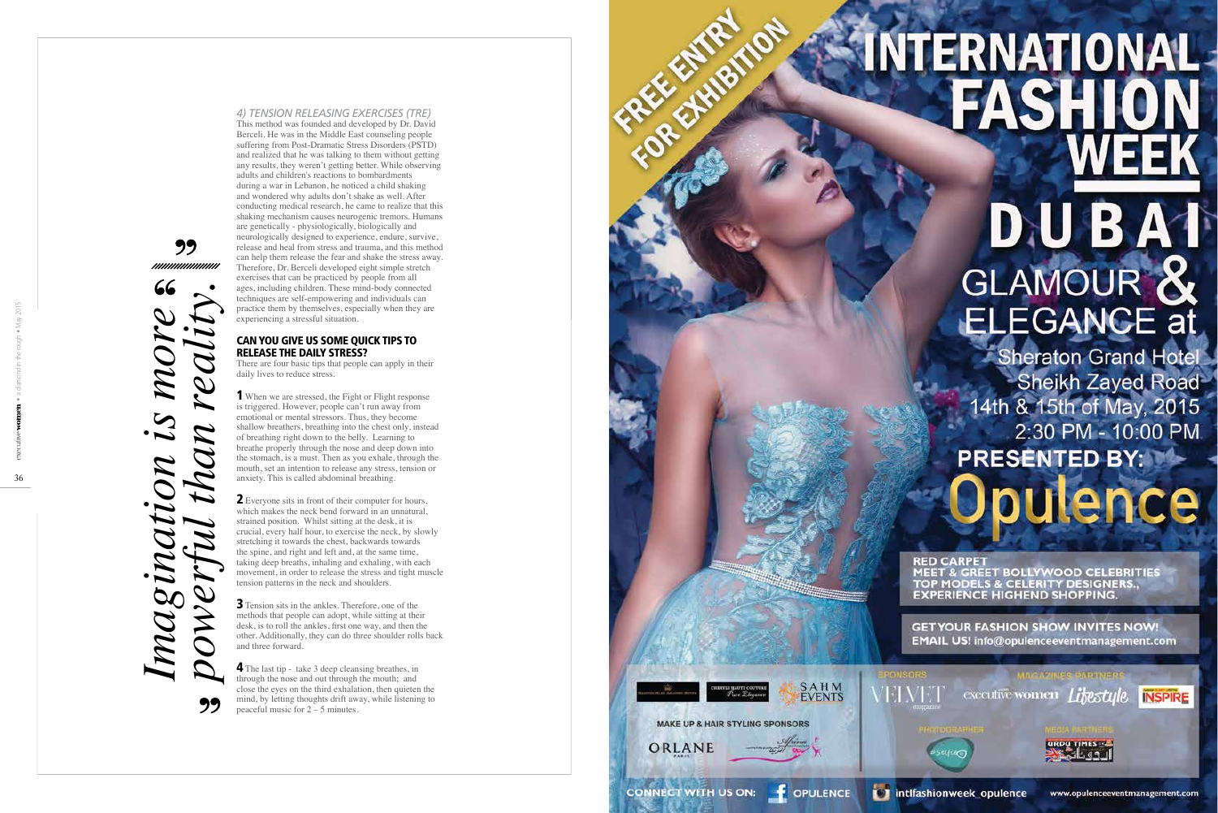### 4) TENSION RELEASING EXERCISES (TRE)

This method was founded and developed by Dr. David Berceli. He was in the Middle East counseling people suffering from Post-Dramatic Stress Disorders (PSTD) and realized that he was talking to them without getting any results, they weren't getting better. While observing adults and children's reactions to bombardments during a war in Lebanon, he noticed a child shaking and wondered why adults don't shake as well. After conducting medical research, he came to realize that this shaking mechanism causes neurogenic tremors. Humans are genetically - physiologically, biologically and neurologically designed to experience, endure, survive, release and heal from stress and trauma, and this method can help them release the fear and shake the stress away. Therefore, Dr. Berceli developed eight simple stretch exercises that can be practiced by people from all ages, including children. These mind-body connected techniques are self-empowering and individuals can practice them by themselves, especially when they are experiencing a stressful situation.

> *"Imagination is more powerful than reality."*

**CAN YOU GIVE US SOME QUICK TIPS TO RELEASE THE DAILY STRESS?**

There are four basic tips that people can apply in their daily lives to reduce stress.

**1** When we are stressed, the Fight or Flight response is triggered. However, people can't run away from emotional or mental stressors. Thus, they become shallow breathers, breathing into the chest only, instead of breathing right down to the belly. Learning to breathe properly through the nose and deep down into the stomach, is a must. Then as you exhale, through the mouth, set an intention to release any stress, tension or anxiety. This is called abdominal breathing.

**2** Everyone sits in front of their computer for hours, which makes the neck bend forward in an unnatural, strained position. Whilst sitting at the desk, it is crucial, every half hour, to exercise the neck, by slowly stretching it towards the chest, backwards towards the spine, and right and left and, at the same time, taking deep breaths, inhaling and exhaling, with each movement, in order to release the stress and tight muscle tension patterns in the neck and shoulders.

**3** Tension sits in the ankles. Therefore, one of the methods that people can adopt, while sitting at their desk, is to roll the ankles, first one way, and then the other. Additionally, they can do three shoulder rolls back and three forward.

**4** The last tip - take 3 deep cleansing breathes, in through the nose and out through the mouth; and close the eyes on the third exhalation, then quieten the mind, by letting thoughts drift away, while listening to peaceful music for 2 – 5 minutes.

---

FREE ENTRY FOR EXHIBITION

# INTERNATIONAL FASHION WEEK DUBAI

GLAMOUR & ELEGANCE at

Sheraton Grand Hotel
Sheikh Zayed Road
14th & 15th of May, 2015
2:30 PM - 10:00 PM

**PRESENTED BY:**

Opulence

RED CARPET
MEET & GREET BOLLYWOOD CELEBRITIES
TOP MODELS & CELERITY DESIGNERS.,
EXPERIENCE HIGHEND SHOPPING.

GET YOUR FASHION SHOW INVITES NOW!
EMAIL US! info@opulenceeventmanagement.com

SPONSORS

SAHM EVENTS

VELVET magazine

MAGAZINES PARTNERS

executive women

Lifestyle

INSPIRE

MAKE UP & HAIR STYLING SPONSORS

ORLANE PARIS

PHOTOGRAPHER

MEDIA PARTNERS

URDU TIMES

CONNECT WITH US ON: OPULENCE intlfashionweek_opulence www.opulenceeventmanagement.com